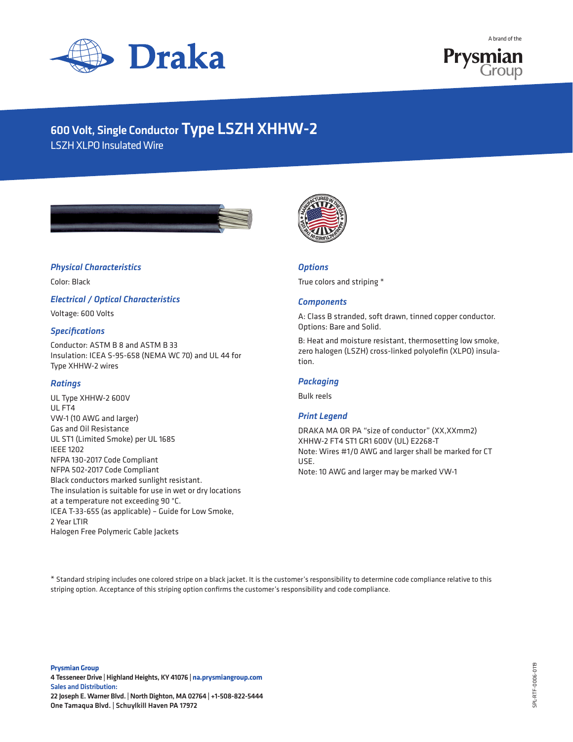Draka

A brand of the Prysmian Group

# 600 Volt, Single Conductor Type LSZH XHHW-2

LSZH XLPO Insulated Wire

### *Physical Characteristics*

Color: Black

### *Electrical / Optical Characteristics*

Voltage: 600 Volts

### *Specifications*

Conductor: ASTM B 8 and ASTM B 33
Insulation: ICEA S-95-658 (NEMA WC 70) and UL 44 for Type XHHW-2 wires

### *Ratings*

UL Type XHHW-2 600V
UL FT4
VW-1 (10 AWG and larger)
Gas and Oil Resistance
UL ST1 (Limited Smoke) per UL 1685
IEEE 1202
NFPA 130-2017 Code Compliant
NFPA 502-2017 Code Compliant
Black conductors marked sunlight resistant.
The insulation is suitable for use in wet or dry locations at a temperature not exceeding 90 °C.
ICEA T-33-655 (as applicable) – Guide for Low Smoke, 2 Year LTIR
Halogen Free Polymeric Cable Jackets

### *Options*

True colors and striping *

### *Components*

A: Class B stranded, soft drawn, tinned copper conductor. Options: Bare and Solid.

B: Heat and moisture resistant, thermosetting low smoke, zero halogen (LSZH) cross-linked polyolefin (XLPO) insulation.

### *Packaging*

Bulk reels

### *Print Legend*

DRAKA MA OR PA "size of conductor" (XX,XXmm2) XHHW-2 FT4 ST1 GR1 600V (UL) E2268-T
Note: Wires #1/0 AWG and larger shall be marked for CT USE.
Note: 10 AWG and larger may be marked VW-1

* Standard striping includes one colored stripe on a black jacket. It is the customer's responsibility to determine code compliance relative to this striping option. Acceptance of this striping option confirms the customer's responsibility and code compliance.

**Prysmian Group**
**4 Tesseneer Drive | Highland Heights, KY 41076 | na.prysmiangroup.com**
**Sales and Distribution:**
**22 Joseph E. Warner Blvd. | North Dighton, MA 02764 | +1-508-822-5444**
**One Tamaqua Blvd. | Schuylkill Haven PA 17972**

SPL-RTF-0006-0119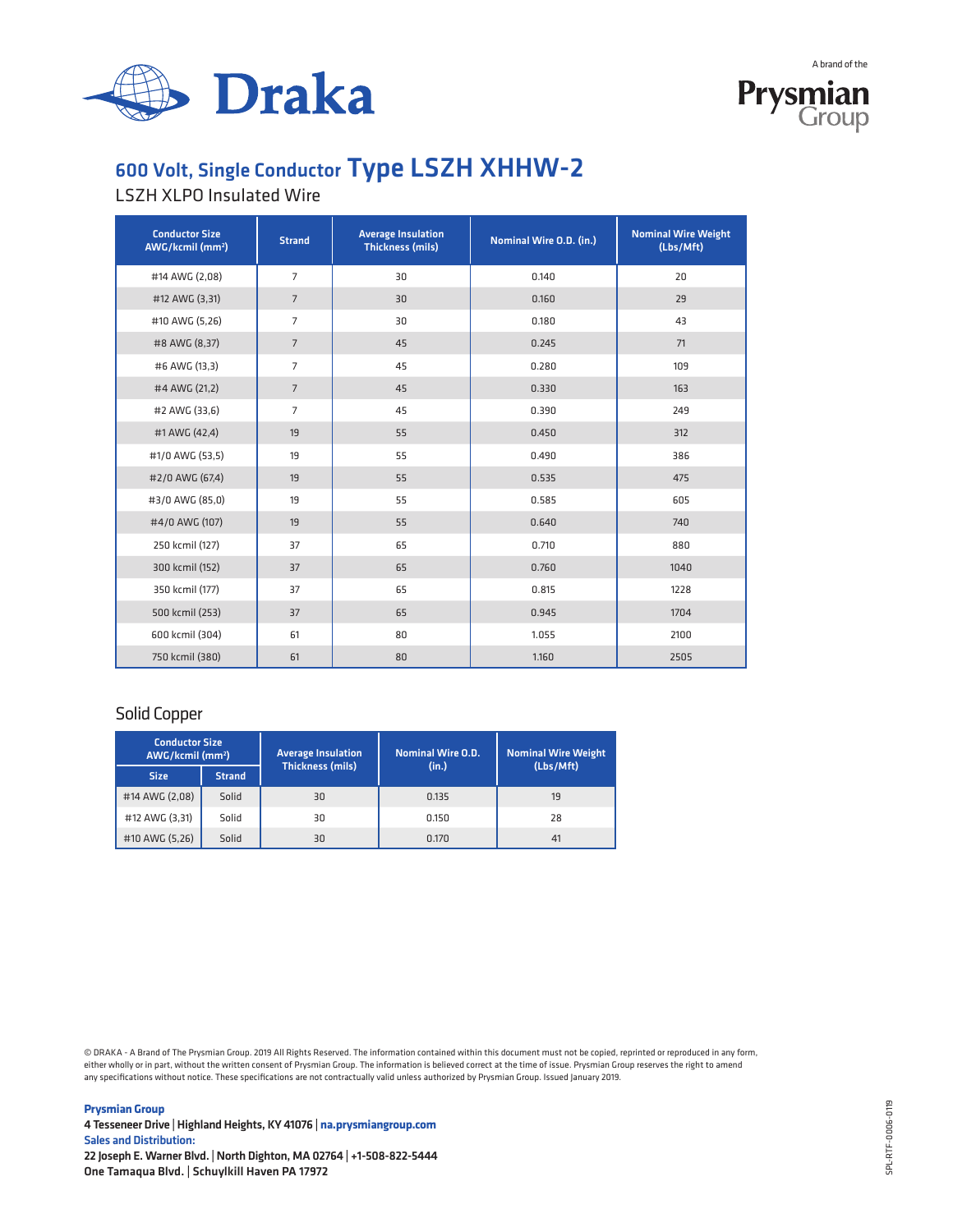## 600 Volt, Single Conductor Type LSZH XHHW-2

LSZH XLPO Insulated Wire

| Conductor Size AWG/kcmil (mm²) | Strand | Average Insulation Thickness (mils) | Nominal Wire O.D. (in.) | Nominal Wire Weight (Lbs/Mft) |
|---|---|---|---|---|
| #14 AWG (2,08) | 7 | 30 | 0.140 | 20 |
| #12 AWG (3,31) | 7 | 30 | 0.160 | 29 |
| #10 AWG (5,26) | 7 | 30 | 0.180 | 43 |
| #8 AWG (8,37) | 7 | 45 | 0.245 | 71 |
| #6 AWG (13,3) | 7 | 45 | 0.280 | 109 |
| #4 AWG (21,2) | 7 | 45 | 0.330 | 163 |
| #2 AWG (33,6) | 7 | 45 | 0.390 | 249 |
| #1 AWG (42,4) | 19 | 55 | 0.450 | 312 |
| #1/0 AWG (53,5) | 19 | 55 | 0.490 | 386 |
| #2/0 AWG (67,4) | 19 | 55 | 0.535 | 475 |
| #3/0 AWG (85,0) | 19 | 55 | 0.585 | 605 |
| #4/0 AWG (107) | 19 | 55 | 0.640 | 740 |
| 250 kcmil (127) | 37 | 65 | 0.710 | 880 |
| 300 kcmil (152) | 37 | 65 | 0.760 | 1040 |
| 350 kcmil (177) | 37 | 65 | 0.815 | 1228 |
| 500 kcmil (253) | 37 | 65 | 0.945 | 1704 |
| 600 kcmil (304) | 61 | 80 | 1.055 | 2100 |
| 750 kcmil (380) | 61 | 80 | 1.160 | 2505 |

### Solid Copper

| Conductor Size AWG/kcmil (mm²) | | Average Insulation Thickness (mils) | Nominal Wire O.D. (in.) | Nominal Wire Weight (Lbs/Mft) |
|---|---|---|---|---|
| Size | Strand | | | |
| #14 AWG (2,08) | Solid | 30 | 0.135 | 19 |
| #12 AWG (3,31) | Solid | 30 | 0.150 | 28 |
| #10 AWG (5,26) | Solid | 30 | 0.170 | 41 |

© DRAKA - A Brand of The Prysmian Group. 2019 All Rights Reserved. The information contained within this document must not be copied, reprinted or reproduced in any form, either wholly or in part, without the written consent of Prysmian Group. The information is believed correct at the time of issue. Prysmian Group reserves the right to amend any specifications without notice. These specifications are not contractually valid unless authorized by Prysmian Group. Issued January 2019.

**Prysmian Group**
**4 Tesseneer Drive | Highland Heights, KY 41076 | na.prysmiangroup.com**
**Sales and Distribution:**
**22 Joseph E. Warner Blvd. | North Dighton, MA 02764 | +1-508-822-5444**
**One Tamaqua Blvd. | Schuylkill Haven PA 17972**

SPL-RTF-0006-0119